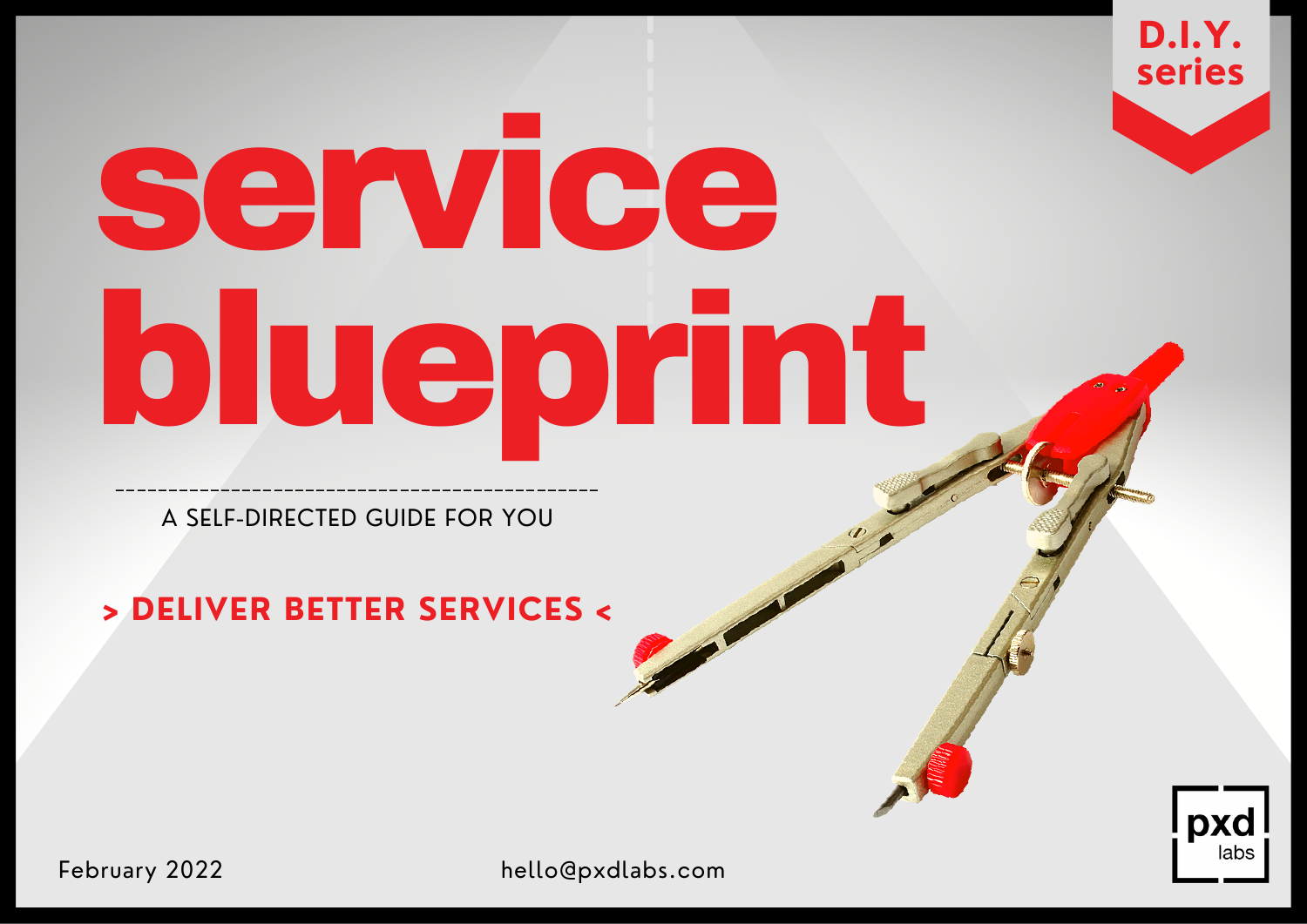D.I.Y. series

# service blueprint

A SELF-DIRECTED GUIDE FOR YOU

**> DELIVER BETTER SERVICES <**

February 2022

hello@pxdlabs.com

pxd labs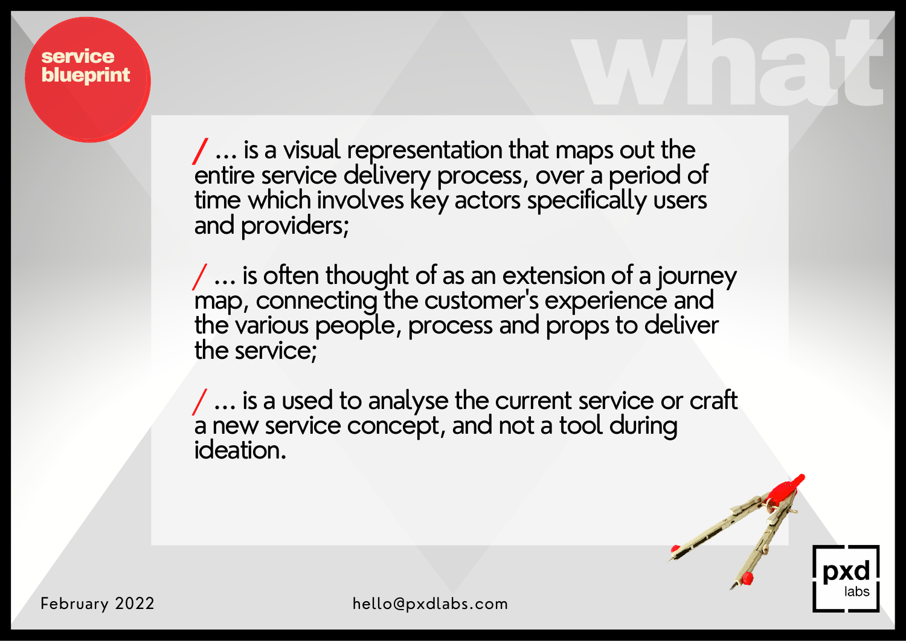# what

**service blueprint**

/ ... is a visual representation that maps out the entire service delivery process, over a period of time which involves key actors specifically users and providers;

/ ... is often thought of as an extension of a journey map, connecting the customer's experience and the various people, process and props to deliver the service;

/ ... is a used to analyse the current service or craft a new service concept, and not a tool during ideation.

February 2022

hello@pxdlabs.com

pxd labs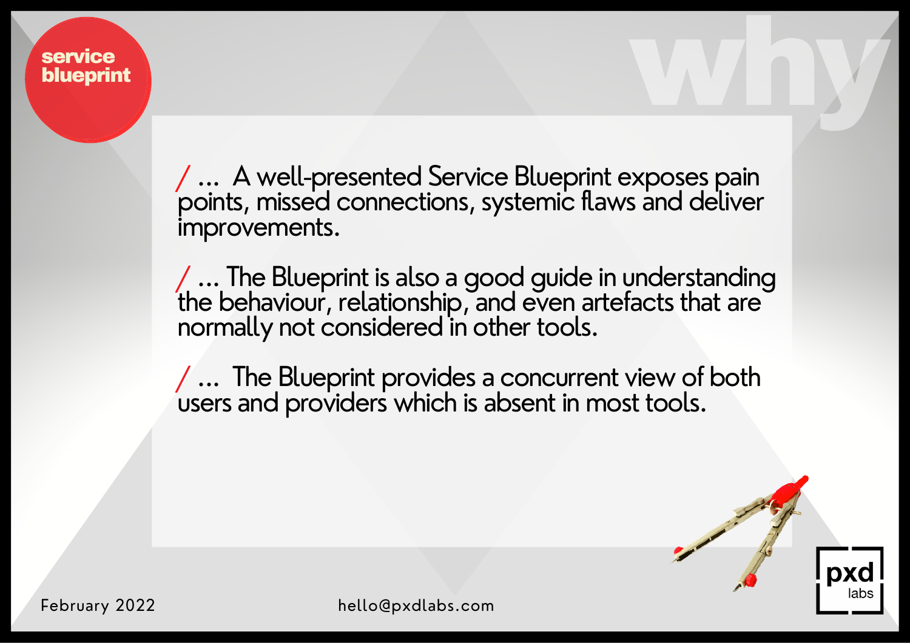# service blueprint

## why

/ ... A well-presented Service Blueprint exposes pain points, missed connections, systemic flaws and deliver improvements.

/ ... The Blueprint is also a good guide in understanding the behaviour, relationship, and even artefacts that are normally not considered in other tools.

/ ... The Blueprint provides a concurrent view of both users and providers which is absent in most tools.

February 2022

hello@pxdlabs.com

pxd labs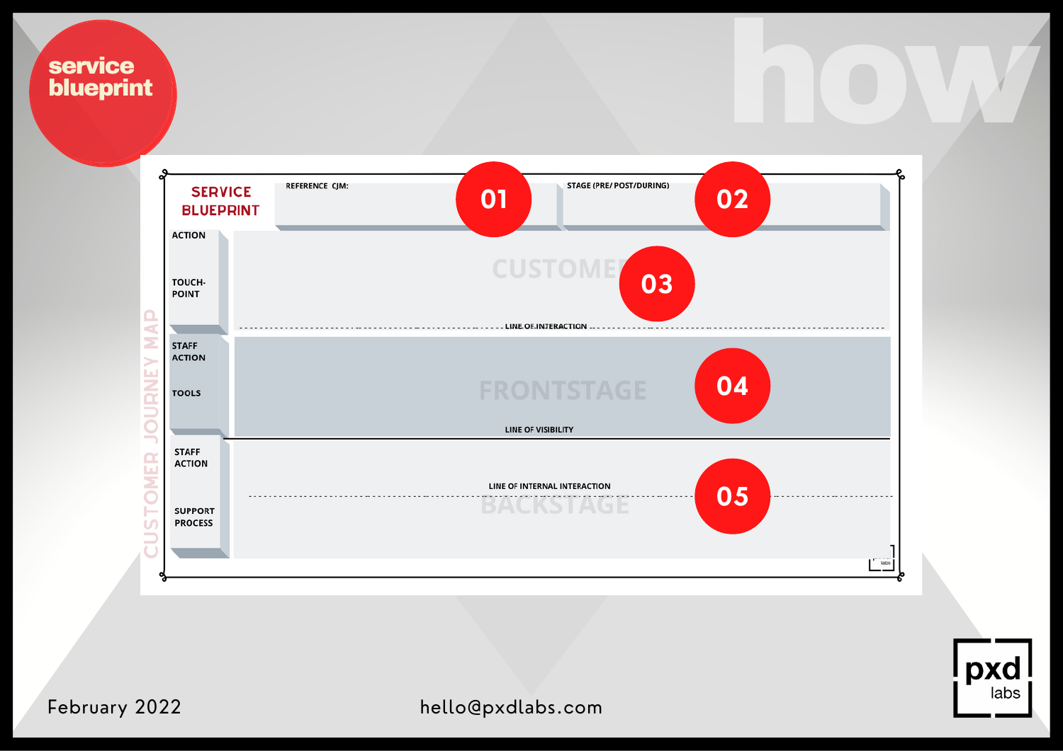# service blueprint

how

## SERVICE BLUEPRINT

REFERENCE CJM: **01**

STAGE (PRE/ POST/DURING) **02**

CUSTOMER JOURNEY MAP

ACTION

TOUCH-POINT

CUSTOMER **03**

LINE OF INTERACTION

STAFF ACTION

TOOLS

FRONTSTAGE **04**

LINE OF VISIBILITY

STAFF ACTION

LINE OF INTERNAL INTERACTION

SUPPORT PROCESS

BACKSTAGE **05**

February 2022

hello@pxdlabs.com

pxd labs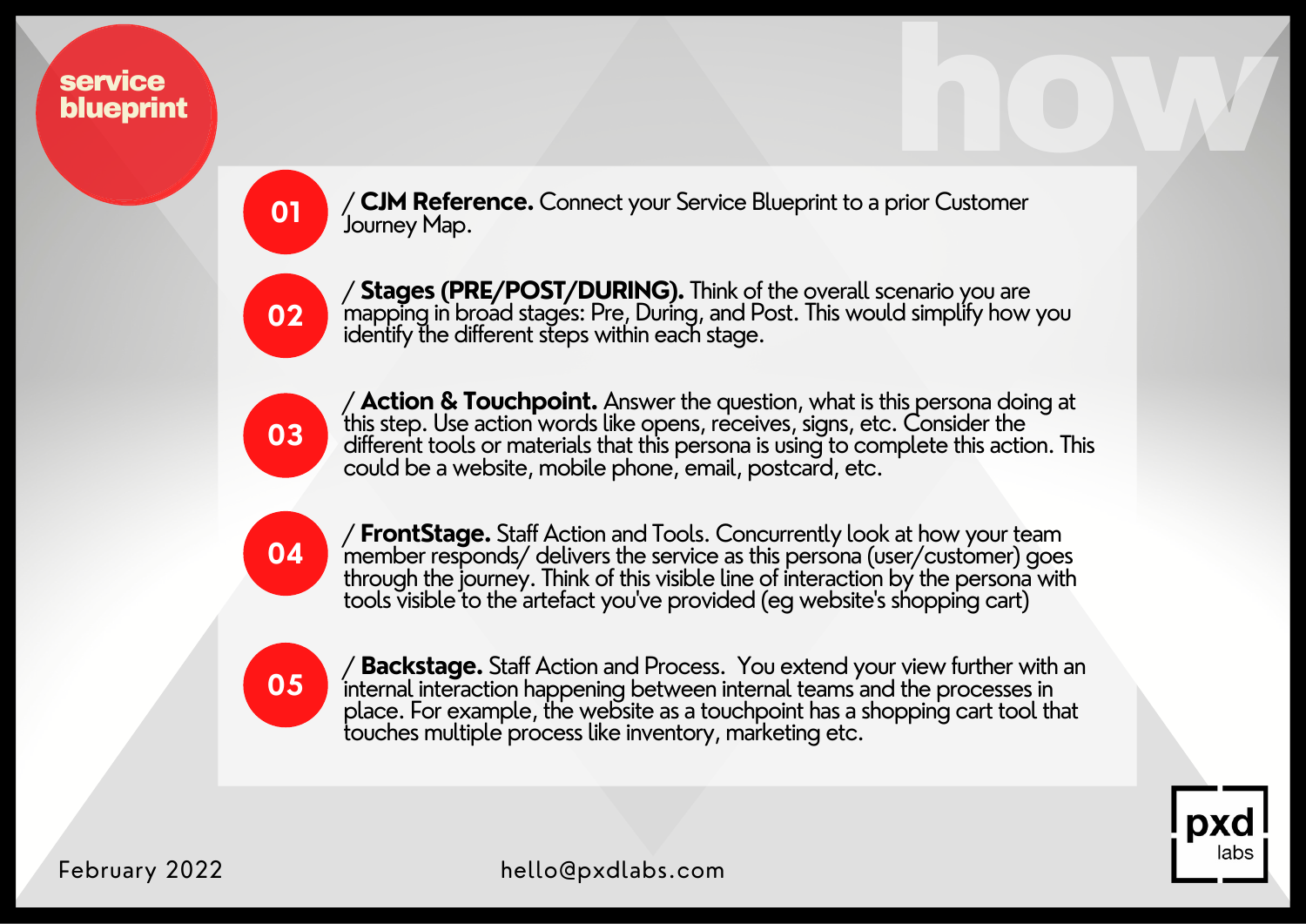# service blueprint

## how

**01** / **CJM Reference.** Connect your Service Blueprint to a prior Customer Journey Map.

**02** / **Stages (PRE/POST/DURING).** Think of the overall scenario you are mapping in broad stages: Pre, During, and Post. This would simplify how you identify the different steps within each stage.

**03** / **Action & Touchpoint.** Answer the question, what is this persona doing at this step. Use action words like opens, receives, signs, etc. Consider the different tools or materials that this persona is using to complete this action. This could be a website, mobile phone, email, postcard, etc.

**04** / **FrontStage.** Staff Action and Tools. Concurrently look at how your team member responds/ delivers the service as this persona (user/customer) goes through the journey. Think of this visible line of interaction by the persona with tools visible to the artefact you've provided (eg website's shopping cart)

**05** / **Backstage.** Staff Action and Process. You extend your view further with an internal interaction happening between internal teams and the processes in place. For example, the website as a touchpoint has a shopping cart tool that touches multiple process like inventory, marketing etc.

February 2022

hello@pxdlabs.com

pxd labs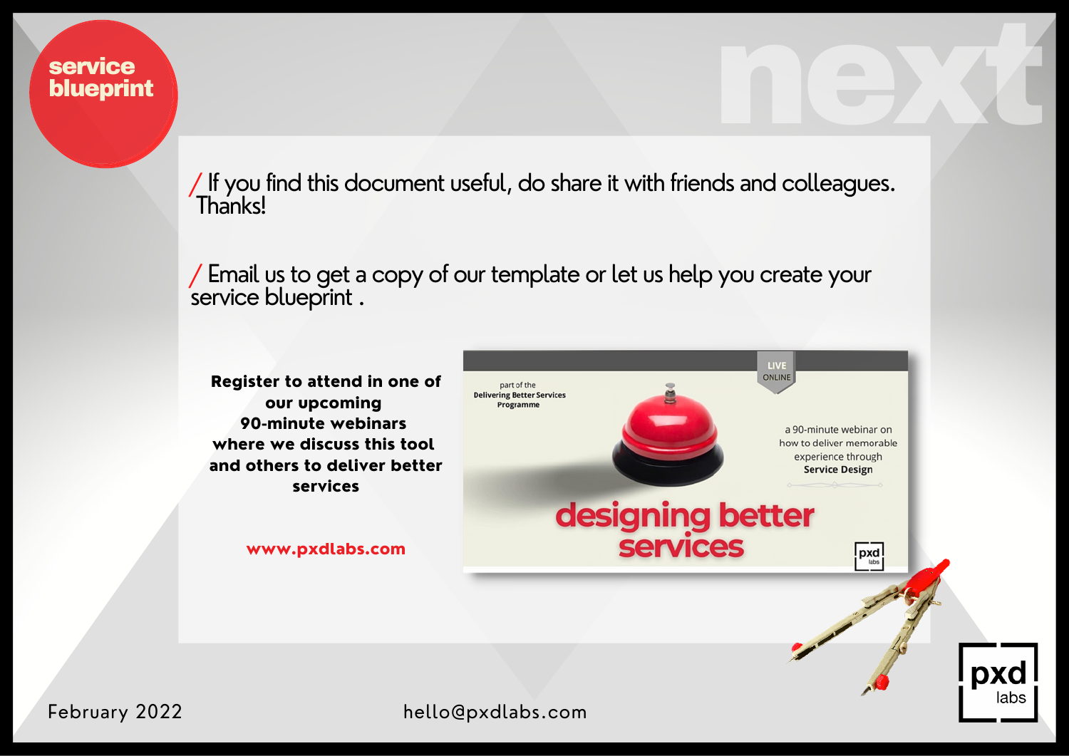service blueprint

next

/ If you find this document useful, do share it with friends and colleagues. Thanks!

/ Email us to get a copy of our template or let us help you create your service blueprint .

**Register to attend in one of our upcoming 90-minute webinars where we discuss this tool and others to deliver better services**

**www.pxdlabs.com**

part of the Delivering Better Services Programme

LIVE ONLINE

a 90-minute webinar on how to deliver memorable experience through Service Design

designing better services

February 2022

hello@pxdlabs.com